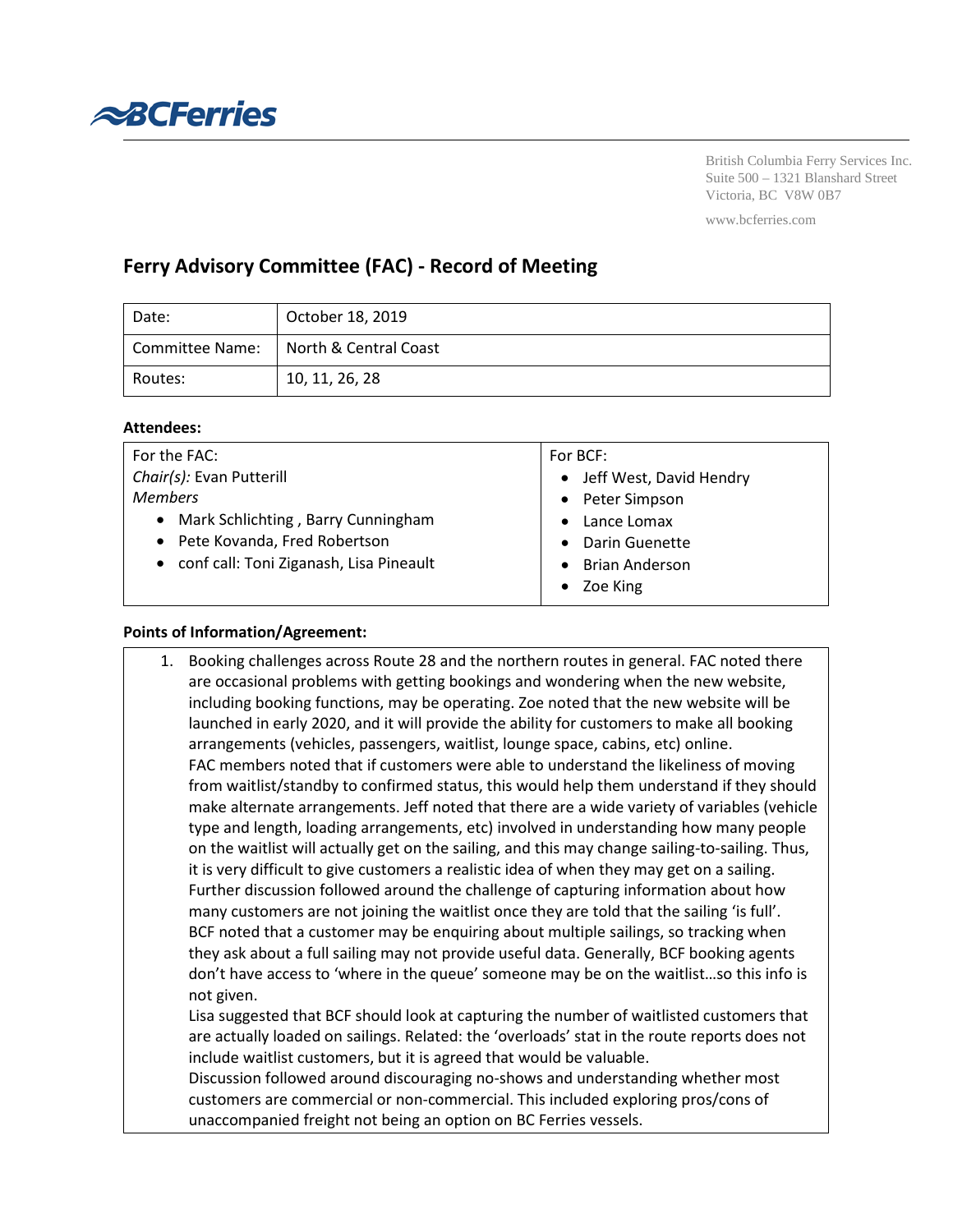BCFerries

British Columbia Ferry Services Inc.
Suite 500 – 1321 Blanshard Street
Victoria, BC V8W 0B7

www.bcferries.com

# Ferry Advisory Committee (FAC) - Record of Meeting

| Date: | October 18, 2019 |
|---|---|
| Committee Name: | North & Central Coast |
| Routes: | 10, 11, 26, 28 |

**Attendees:**

| For the FAC: | For BCF: |
|---|---|
| *Chair(s):* Evan Putterill<br>*Members*<br>• Mark Schlichting , Barry Cunningham<br>• Pete Kovanda, Fred Robertson<br>• conf call: Toni Ziganash, Lisa Pineault | • Jeff West, David Hendry<br>• Peter Simpson<br>• Lance Lomax<br>• Darin Guenette<br>• Brian Anderson<br>• Zoe King |

**Points of Information/Agreement:**

1. Booking challenges across Route 28 and the northern routes in general. FAC noted there are occasional problems with getting bookings and wondering when the new website, including booking functions, may be operating. Zoe noted that the new website will be launched in early 2020, and it will provide the ability for customers to make all booking arrangements (vehicles, passengers, waitlist, lounge space, cabins, etc) online.
   FAC members noted that if customers were able to understand the likeliness of moving from waitlist/standby to confirmed status, this would help them understand if they should make alternate arrangements. Jeff noted that there are a wide variety of variables (vehicle type and length, loading arrangements, etc) involved in understanding how many people on the waitlist will actually get on the sailing, and this may change sailing-to-sailing. Thus, it is very difficult to give customers a realistic idea of when they may get on a sailing.
   Further discussion followed around the challenge of capturing information about how many customers are not joining the waitlist once they are told that the sailing 'is full'. BCF noted that a customer may be enquiring about multiple sailings, so tracking when they ask about a full sailing may not provide useful data. Generally, BCF booking agents don't have access to 'where in the queue' someone may be on the waitlist…so this info is not given.
   Lisa suggested that BCF should look at capturing the number of waitlisted customers that are actually loaded on sailings. Related: the 'overloads' stat in the route reports does not include waitlist customers, but it is agreed that would be valuable.
   Discussion followed around discouraging no-shows and understanding whether most customers are commercial or non-commercial. This included exploring pros/cons of unaccompanied freight not being an option on BC Ferries vessels.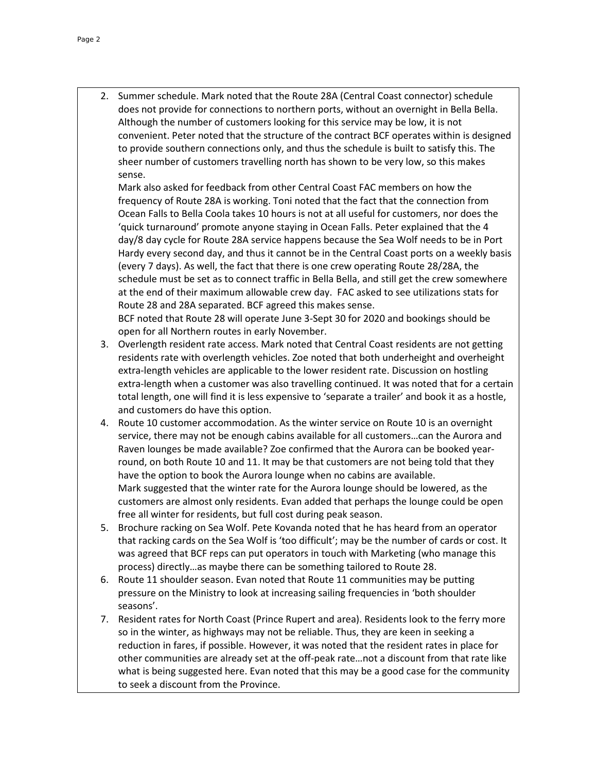2. Summer schedule. Mark noted that the Route 28A (Central Coast connector) schedule does not provide for connections to northern ports, without an overnight in Bella Bella. Although the number of customers looking for this service may be low, it is not convenient. Peter noted that the structure of the contract BCF operates within is designed to provide southern connections only, and thus the schedule is built to satisfy this. The sheer number of customers travelling north has shown to be very low, so this makes sense.

   Mark also asked for feedback from other Central Coast FAC members on how the frequency of Route 28A is working. Toni noted that the fact that the connection from Ocean Falls to Bella Coola takes 10 hours is not at all useful for customers, nor does the 'quick turnaround' promote anyone staying in Ocean Falls. Peter explained that the 4 day/8 day cycle for Route 28A service happens because the Sea Wolf needs to be in Port Hardy every second day, and thus it cannot be in the Central Coast ports on a weekly basis (every 7 days). As well, the fact that there is one crew operating Route 28/28A, the schedule must be set as to connect traffic in Bella Bella, and still get the crew somewhere at the end of their maximum allowable crew day. FAC asked to see utilizations stats for Route 28 and 28A separated. BCF agreed this makes sense.

   BCF noted that Route 28 will operate June 3-Sept 30 for 2020 and bookings should be open for all Northern routes in early November.
3. Overlength resident rate access. Mark noted that Central Coast residents are not getting residents rate with overlength vehicles. Zoe noted that both underheight and overheight extra-length vehicles are applicable to the lower resident rate. Discussion on hostling extra-length when a customer was also travelling continued. It was noted that for a certain total length, one will find it is less expensive to 'separate a trailer' and book it as a hostle, and customers do have this option.
4. Route 10 customer accommodation. As the winter service on Route 10 is an overnight service, there may not be enough cabins available for all customers…can the Aurora and Raven lounges be made available? Zoe confirmed that the Aurora can be booked year-round, on both Route 10 and 11. It may be that customers are not being told that they have the option to book the Aurora lounge when no cabins are available.

   Mark suggested that the winter rate for the Aurora lounge should be lowered, as the customers are almost only residents. Evan added that perhaps the lounge could be open free all winter for residents, but full cost during peak season.
5. Brochure racking on Sea Wolf. Pete Kovanda noted that he has heard from an operator that racking cards on the Sea Wolf is 'too difficult'; may be the number of cards or cost. It was agreed that BCF reps can put operators in touch with Marketing (who manage this process) directly…as maybe there can be something tailored to Route 28.
6. Route 11 shoulder season. Evan noted that Route 11 communities may be putting pressure on the Ministry to look at increasing sailing frequencies in 'both shoulder seasons'.
7. Resident rates for North Coast (Prince Rupert and area). Residents look to the ferry more so in the winter, as highways may not be reliable. Thus, they are keen in seeking a reduction in fares, if possible. However, it was noted that the resident rates in place for other communities are already set at the off-peak rate…not a discount from that rate like what is being suggested here. Evan noted that this may be a good case for the community to seek a discount from the Province.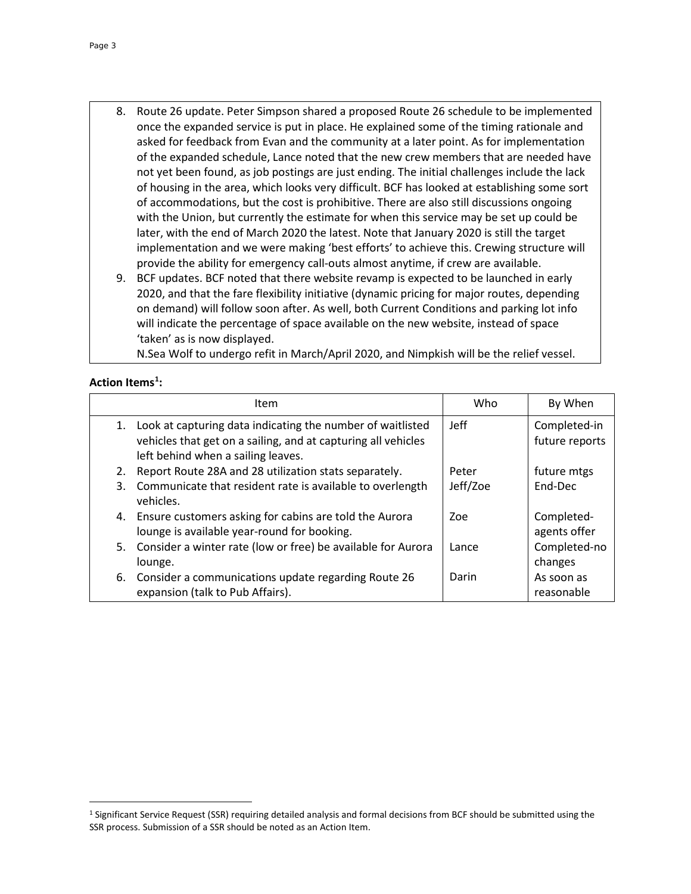8. Route 26 update. Peter Simpson shared a proposed Route 26 schedule to be implemented once the expanded service is put in place. He explained some of the timing rationale and asked for feedback from Evan and the community at a later point. As for implementation of the expanded schedule, Lance noted that the new crew members that are needed have not yet been found, as job postings are just ending. The initial challenges include the lack of housing in the area, which looks very difficult. BCF has looked at establishing some sort of accommodations, but the cost is prohibitive. There are also still discussions ongoing with the Union, but currently the estimate for when this service may be set up could be later, with the end of March 2020 the latest. Note that January 2020 is still the target implementation and we were making 'best efforts' to achieve this. Crewing structure will provide the ability for emergency call-outs almost anytime, if crew are available.
9. BCF updates. BCF noted that there website revamp is expected to be launched in early 2020, and that the fare flexibility initiative (dynamic pricing for major routes, depending on demand) will follow soon after. As well, both Current Conditions and parking lot info will indicate the percentage of space available on the new website, instead of space 'taken' as is now displayed.

   N.Sea Wolf to undergo refit in March/April 2020, and Nimpkish will be the relief vessel.

**Action Items[1]:**

| Item | Who | By When |
| --- | --- | --- |
| 1. Look at capturing data indicating the number of waitlisted vehicles that get on a sailing, and at capturing all vehicles left behind when a sailing leaves. | Jeff | Completed-in future reports |
| 2. Report Route 28A and 28 utilization stats separately. | Peter | future mtgs |
| 3. Communicate that resident rate is available to overlength vehicles. | Jeff/Zoe | End-Dec |
| 4. Ensure customers asking for cabins are told the Aurora lounge is available year-round for booking. | Zoe | Completed-agents offer |
| 5. Consider a winter rate (low or free) be available for Aurora lounge. | Lance | Completed-no changes |
| 6. Consider a communications update regarding Route 26 expansion (talk to Pub Affairs). | Darin | As soon as reasonable |

[1] Significant Service Request (SSR) requiring detailed analysis and formal decisions from BCF should be submitted using the SSR process. Submission of a SSR should be noted as an Action Item.